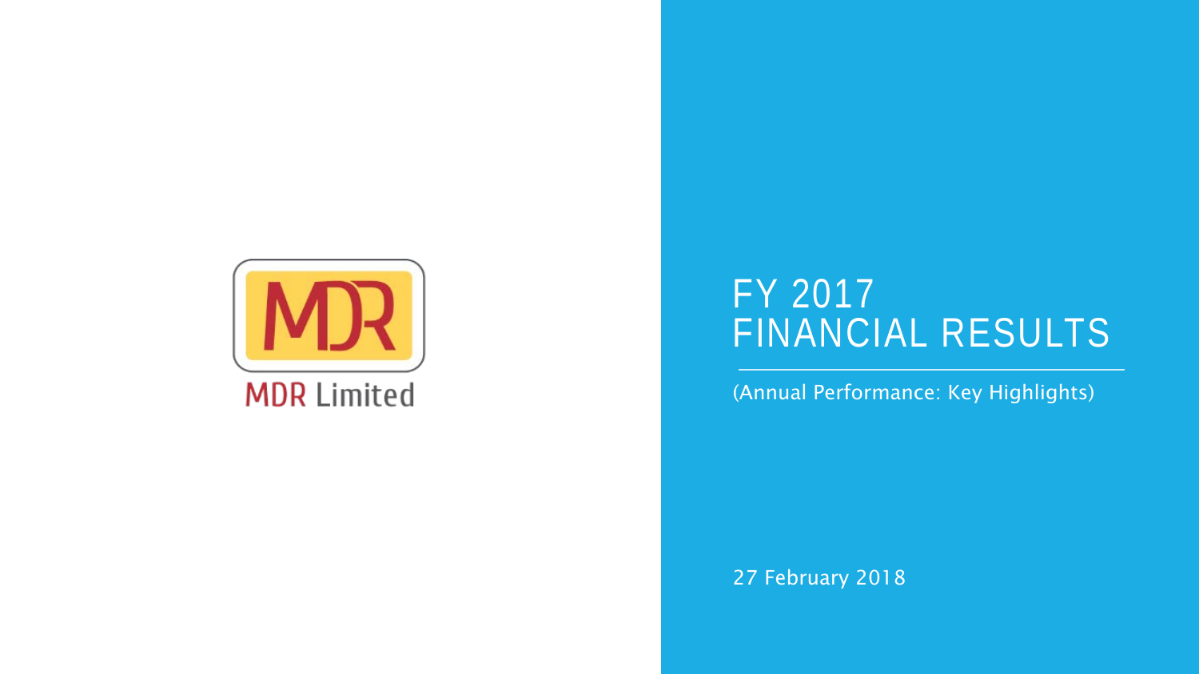MDR Limited

# FY 2017 FINANCIAL RESULTS

(Annual Performance: Key Highlights)

27 February 2018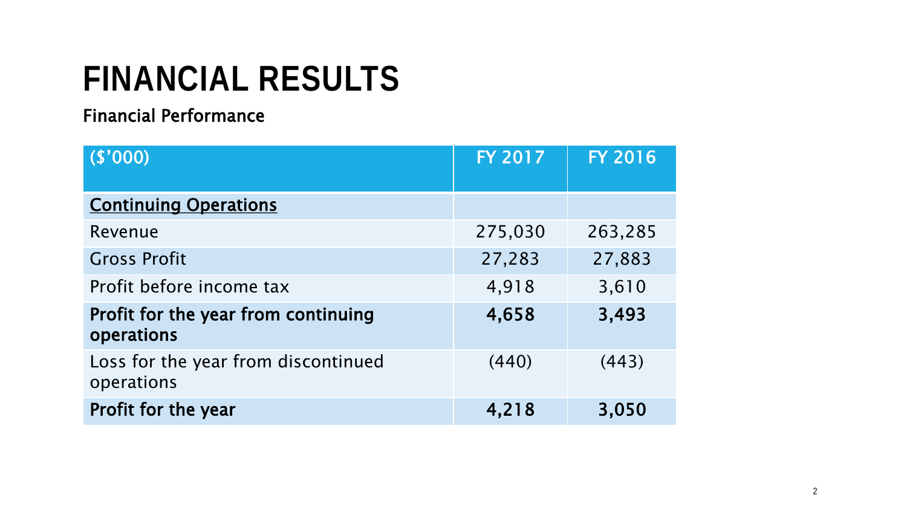# FINANCIAL RESULTS

## Financial Performance

| ($'000) | FY 2017 | FY 2016 |
|---|---|---|
| <u>**Continuing Operations**</u> | | |
| Revenue | 275,030 | 263,285 |
| Gross Profit | 27,283 | 27,883 |
| Profit before income tax | 4,918 | 3,610 |
| **Profit for the year from continuing operations** | **4,658** | **3,493** |
| Loss for the year from discontinued operations | (440) | (443) |
| **Profit for the year** | **4,218** | **3,050** |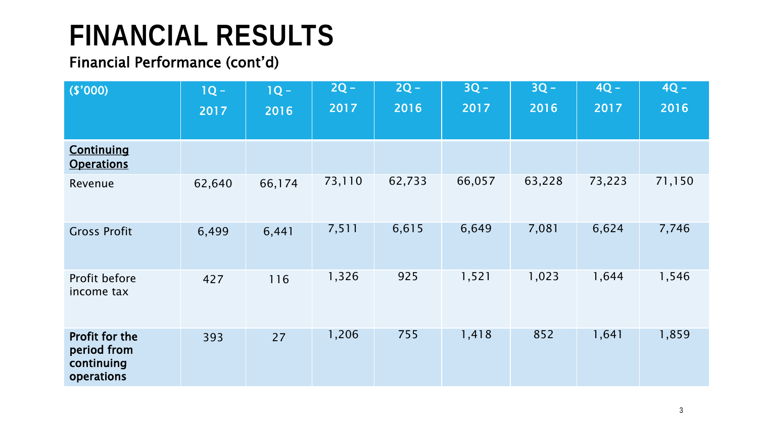# FINANCIAL RESULTS

## Financial Performance (cont'd)

| ($'000) | 1Q – 2017 | 1Q – 2016 | 2Q – 2017 | 2Q – 2016 | 3Q – 2017 | 3Q – 2016 | 4Q – 2017 | 4Q – 2016 |
|---|---|---|---|---|---|---|---|---|
| **Continuing Operations** | | | | | | | | |
| Revenue | 62,640 | 66,174 | 73,110 | 62,733 | 66,057 | 63,228 | 73,223 | 71,150 |
| Gross Profit | 6,499 | 6,441 | 7,511 | 6,615 | 6,649 | 7,081 | 6,624 | 7,746 |
| Profit before income tax | 427 | 116 | 1,326 | 925 | 1,521 | 1,023 | 1,644 | 1,546 |
| **Profit for the period from continuing operations** | 393 | 27 | 1,206 | 755 | 1,418 | 852 | 1,641 | 1,859 |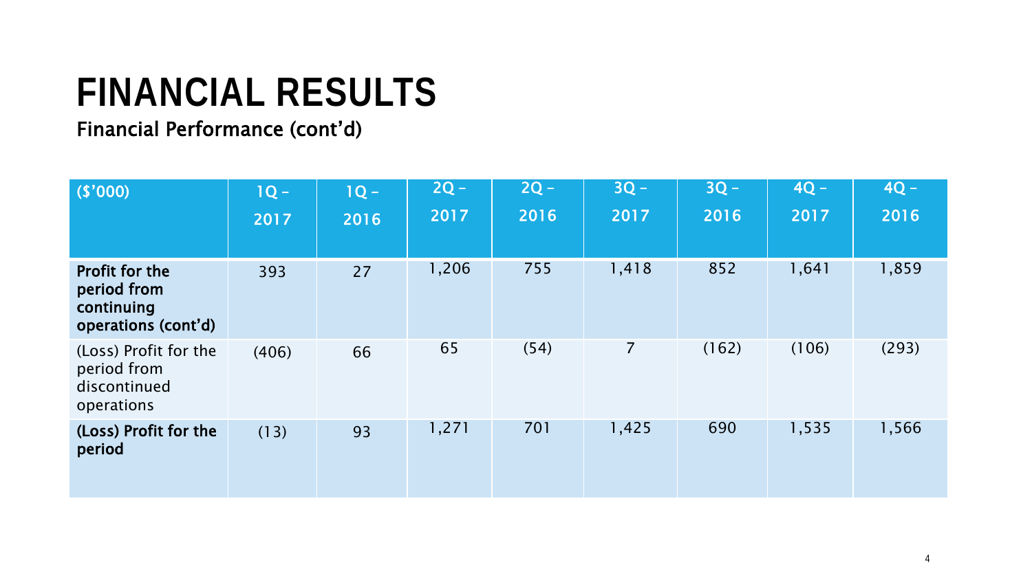# FINANCIAL RESULTS

## Financial Performance (cont'd)

| ($'000) | 1Q – 2017 | 1Q – 2016 | 2Q – 2017 | 2Q – 2016 | 3Q – 2017 | 3Q – 2016 | 4Q – 2017 | 4Q – 2016 |
|---|---|---|---|---|---|---|---|---|
| **Profit for the period from continuing operations (cont'd)** | 393 | 27 | 1,206 | 755 | 1,418 | 852 | 1,641 | 1,859 |
| (Loss) Profit for the period from discontinued operations | (406) | 66 | 65 | (54) | 7 | (162) | (106) | (293) |
| **(Loss) Profit for the period** | (13) | 93 | 1,271 | 701 | 1,425 | 690 | 1,535 | 1,566 |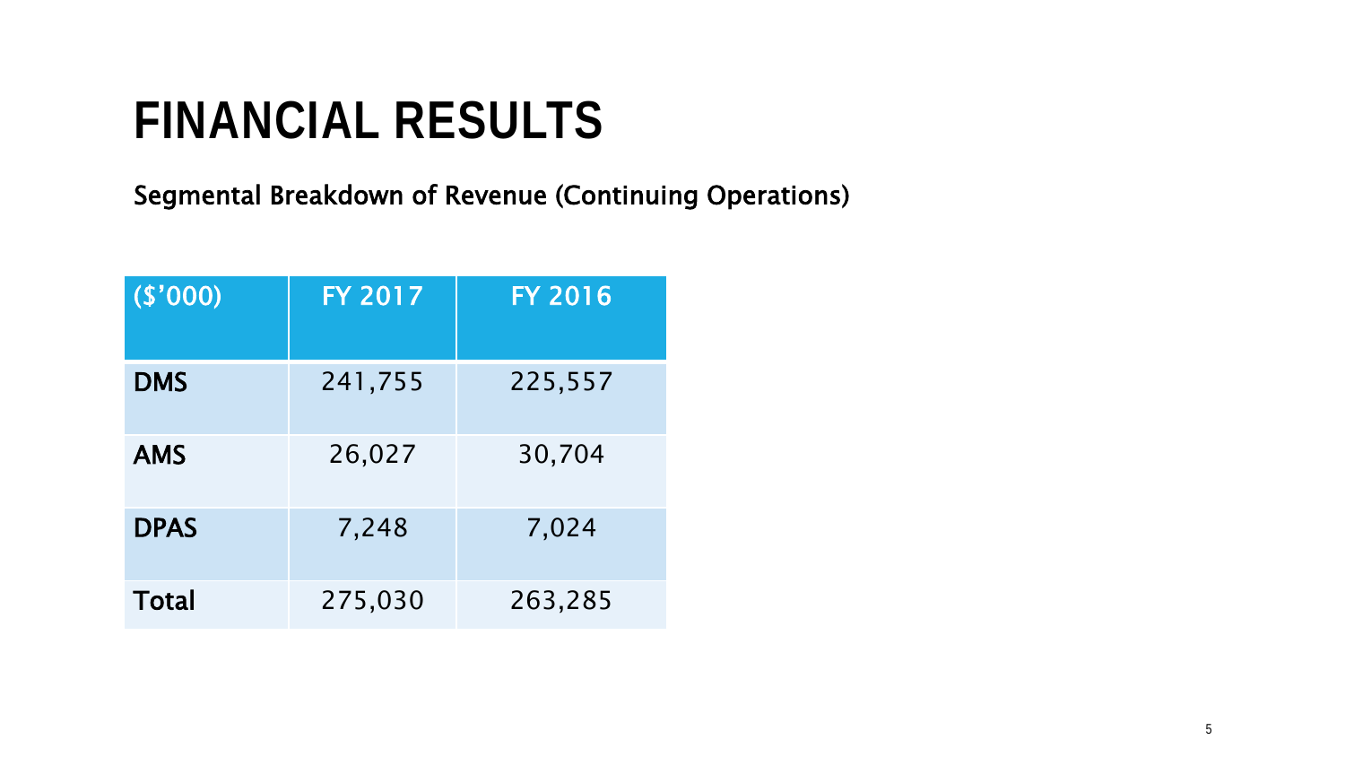# FINANCIAL RESULTS

**Segmental Breakdown of Revenue (Continuing Operations)**

| ($'000) | FY 2017 | FY 2016 |
|---|---|---|
| **DMS** | 241,755 | 225,557 |
| **AMS** | 26,027 | 30,704 |
| **DPAS** | 7,248 | 7,024 |
| **Total** | 275,030 | 263,285 |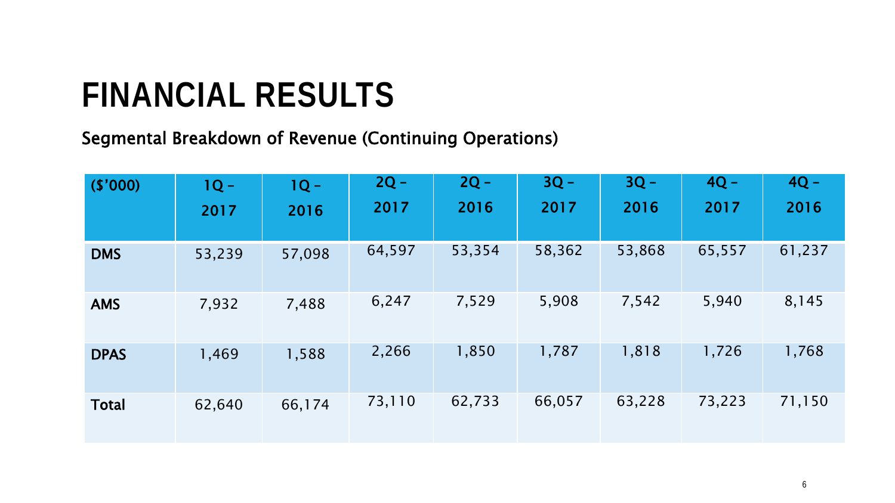# FINANCIAL RESULTS

## Segmental Breakdown of Revenue (Continuing Operations)

| ($'000) | 1Q – 2017 | 1Q – 2016 | 2Q – 2017 | 2Q – 2016 | 3Q – 2017 | 3Q – 2016 | 4Q – 2017 | 4Q – 2016 |
|---|---|---|---|---|---|---|---|---|
| **DMS** | 53,239 | 57,098 | 64,597 | 53,354 | 58,362 | 53,868 | 65,557 | 61,237 |
| **AMS** | 7,932 | 7,488 | 6,247 | 7,529 | 5,908 | 7,542 | 5,940 | 8,145 |
| **DPAS** | 1,469 | 1,588 | 2,266 | 1,850 | 1,787 | 1,818 | 1,726 | 1,768 |
| **Total** | 62,640 | 66,174 | 73,110 | 62,733 | 66,057 | 63,228 | 73,223 | 71,150 |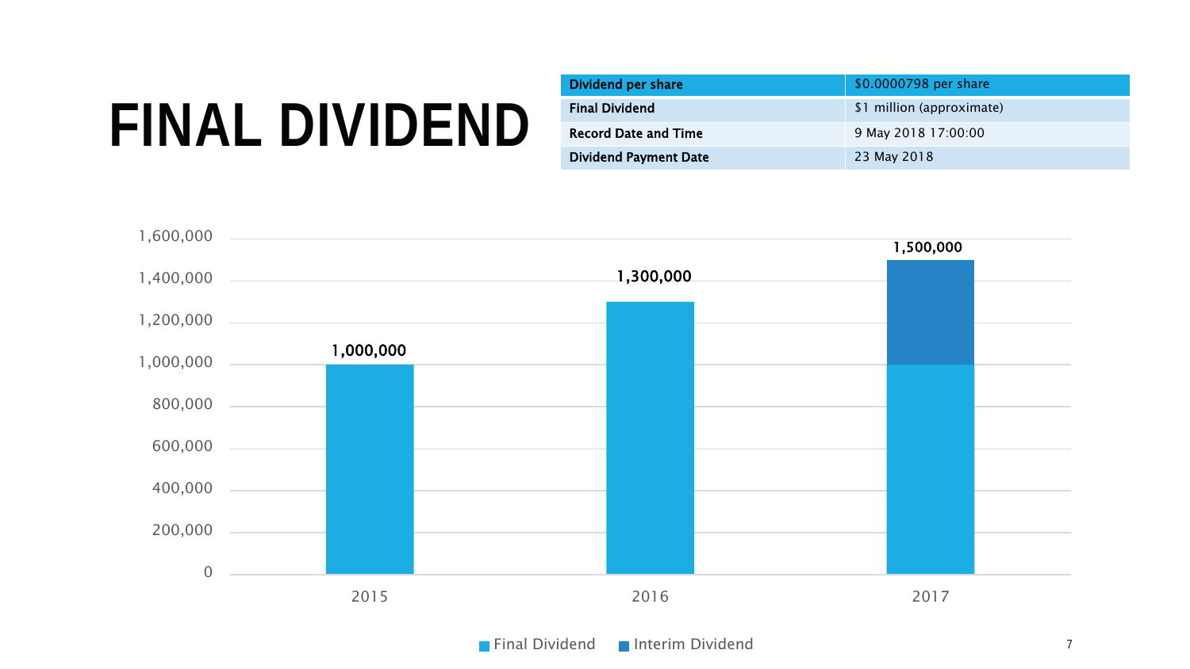# FINAL DIVIDEND

| | |
|---|---|
| **Dividend per share** | $0.0000798 per share |
| **Final Dividend** | $1 million (approximate) |
| **Record Date and Time** | 9 May 2018 17:00:00 |
| **Dividend Payment Date** | 23 May 2018 |

1,600,000
1,400,000
1,200,000
1,000,000
800,000
600,000
400,000
200,000
0

1,000,000
1,300,000
1,500,000

2015
2016
2017

Final Dividend
Interim Dividend